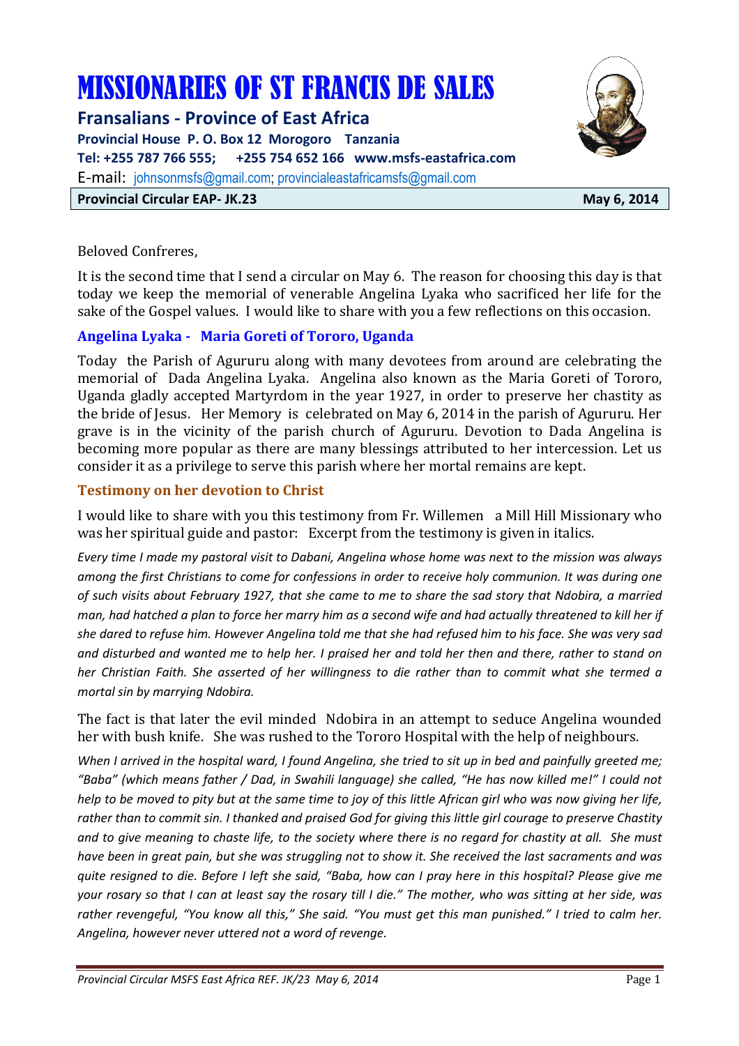# MISSIONARIES OF ST FRANCIS DE SALES

**Fransalians - Province of East Africa**

**Provincial House P. O. Box 12 Morogoro Tanzania**

**Tel: +255 787 766 555; +255 754 652 166 www.msfs-eastafrica.com**

E-mail: johnsonmsfs@gmail.com; provincialeastafricamsfs@gmail.com

**Provincial Circular EAP- JK.23** **May 6, 2014**

Beloved Confreres,

It is the second time that I send a circular on May 6. The reason for choosing this day is that today we keep the memorial of venerable Angelina Lyaka who sacrificed her life for the sake of the Gospel values. I would like to share with you a few reflections on this occasion.

## Angelina Lyaka - Maria Goreti of Tororo, Uganda

Today the Parish of Agururu along with many devotees from around are celebrating the memorial of Dada Angelina Lyaka. Angelina also known as the Maria Goreti of Tororo, Uganda gladly accepted Martyrdom in the year 1927, in order to preserve her chastity as the bride of Jesus. Her Memory is celebrated on May 6, 2014 in the parish of Agururu. Her grave is in the vicinity of the parish church of Agururu. Devotion to Dada Angelina is becoming more popular as there are many blessings attributed to her intercession. Let us consider it as a privilege to serve this parish where her mortal remains are kept.

### Testimony on her devotion to Christ

I would like to share with you this testimony from Fr. Willemen a Mill Hill Missionary who was her spiritual guide and pastor: Excerpt from the testimony is given in italics.

*Every time I made my pastoral visit to Dabani, Angelina whose home was next to the mission was always among the first Christians to come for confessions in order to receive holy communion. It was during one of such visits about February 1927, that she came to me to share the sad story that Ndobira, a married man, had hatched a plan to force her marry him as a second wife and had actually threatened to kill her if she dared to refuse him. However Angelina told me that she had refused him to his face. She was very sad and disturbed and wanted me to help her. I praised her and told her then and there, rather to stand on her Christian Faith. She asserted of her willingness to die rather than to commit what she termed a mortal sin by marrying Ndobira.*

The fact is that later the evil minded Ndobira in an attempt to seduce Angelina wounded her with bush knife. She was rushed to the Tororo Hospital with the help of neighbours.

*When I arrived in the hospital ward, I found Angelina, she tried to sit up in bed and painfully greeted me; "Baba" (which means father / Dad, in Swahili language) she called, "He has now killed me!" I could not help to be moved to pity but at the same time to joy of this little African girl who was now giving her life, rather than to commit sin. I thanked and praised God for giving this little girl courage to preserve Chastity and to give meaning to chaste life, to the society where there is no regard for chastity at all. She must have been in great pain, but she was struggling not to show it. She received the last sacraments and was quite resigned to die. Before I left she said, "Baba, how can I pray here in this hospital? Please give me your rosary so that I can at least say the rosary till I die." The mother, who was sitting at her side, was rather revengeful, "You know all this," She said. "You must get this man punished." I tried to calm her. Angelina, however never uttered not a word of revenge.*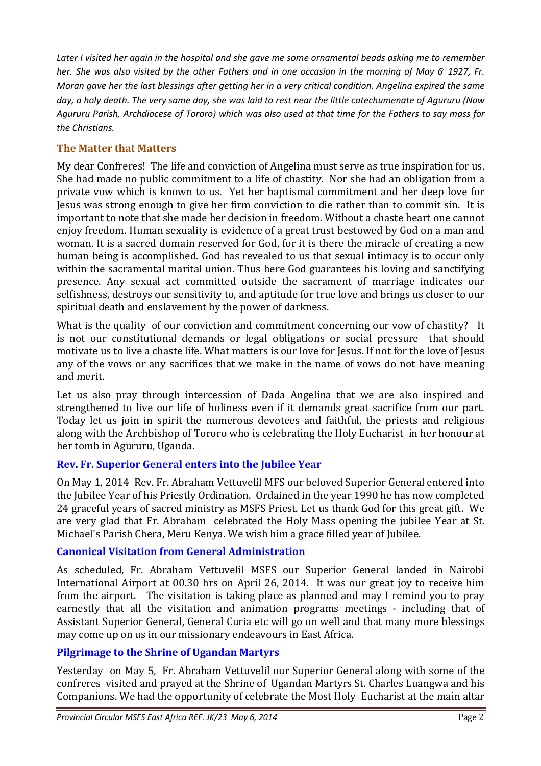*Later I visited her again in the hospital and she gave me some ornamental beads asking me to remember her. She was also visited by the other Fathers and in one occasion in the morning of May 6' 1927, Fr. Moran gave her the last blessings after getting her in a very critical condition. Angelina expired the same day, a holy death. The very same day, she was laid to rest near the little catechumenate of Agururu (Now Agururu Parish, Archdiocese of Tororo) which was also used at that time for the Fathers to say mass for the Christians.*

## The Matter that Matters

My dear Confreres! The life and conviction of Angelina must serve as true inspiration for us. She had made no public commitment to a life of chastity. Nor she had an obligation from a private vow which is known to us. Yet her baptismal commitment and her deep love for Jesus was strong enough to give her firm conviction to die rather than to commit sin. It is important to note that she made her decision in freedom. Without a chaste heart one cannot enjoy freedom. Human sexuality is evidence of a great trust bestowed by God on a man and woman. It is a sacred domain reserved for God, for it is there the miracle of creating a new human being is accomplished. God has revealed to us that sexual intimacy is to occur only within the sacramental marital union. Thus here God guarantees his loving and sanctifying presence. Any sexual act committed outside the sacrament of marriage indicates our selfishness, destroys our sensitivity to, and aptitude for true love and brings us closer to our spiritual death and enslavement by the power of darkness.

What is the quality of our conviction and commitment concerning our vow of chastity? It is not our constitutional demands or legal obligations or social pressure that should motivate us to live a chaste life. What matters is our love for Jesus. If not for the love of Jesus any of the vows or any sacrifices that we make in the name of vows do not have meaning and merit.

Let us also pray through intercession of Dada Angelina that we are also inspired and strengthened to live our life of holiness even if it demands great sacrifice from our part. Today let us join in spirit the numerous devotees and faithful, the priests and religious along with the Archbishop of Tororo who is celebrating the Holy Eucharist in her honour at her tomb in Agururu, Uganda.

## Rev. Fr. Superior General enters into the Jubilee Year

On May 1, 2014 Rev. Fr. Abraham Vettuvelil MFS our beloved Superior General entered into the Jubilee Year of his Priestly Ordination. Ordained in the year 1990 he has now completed 24 graceful years of sacred ministry as MSFS Priest. Let us thank God for this great gift. We are very glad that Fr. Abraham celebrated the Holy Mass opening the jubilee Year at St. Michael's Parish Chera, Meru Kenya. We wish him a grace filled year of Jubilee.

## Canonical Visitation from General Administration

As scheduled, Fr. Abraham Vettuvelil MSFS our Superior General landed in Nairobi International Airport at 00.30 hrs on April 26, 2014. It was our great joy to receive him from the airport. The visitation is taking place as planned and may I remind you to pray earnestly that all the visitation and animation programs meetings - including that of Assistant Superior General, General Curia etc will go on well and that many more blessings may come up on us in our missionary endeavours in East Africa.

## Pilgrimage to the Shrine of Ugandan Martyrs

Yesterday on May 5, Fr. Abraham Vettuvelil our Superior General along with some of the confreres visited and prayed at the Shrine of Ugandan Martyrs St. Charles Luangwa and his Companions. We had the opportunity of celebrate the Most Holy Eucharist at the main altar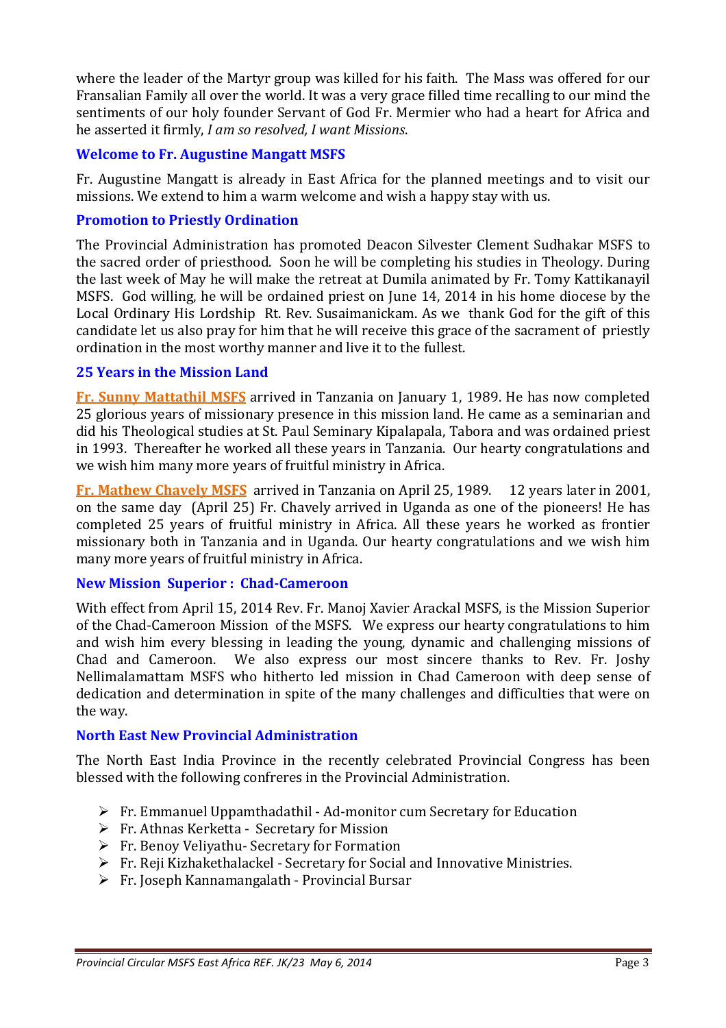where the leader of the Martyr group was killed for his faith. The Mass was offered for our Fransalian Family all over the world. It was a very grace filled time recalling to our mind the sentiments of our holy founder Servant of God Fr. Mermier who had a heart for Africa and he asserted it firmly, *I am so resolved, I want Missions*.

### Welcome to Fr. Augustine Mangatt MSFS

Fr. Augustine Mangatt is already in East Africa for the planned meetings and to visit our missions. We extend to him a warm welcome and wish a happy stay with us.

### Promotion to Priestly Ordination

The Provincial Administration has promoted Deacon Silvester Clement Sudhakar MSFS to the sacred order of priesthood. Soon he will be completing his studies in Theology. During the last week of May he will make the retreat at Dumila animated by Fr. Tomy Kattikanayil MSFS. God willing, he will be ordained priest on June 14, 2014 in his home diocese by the Local Ordinary His Lordship Rt. Rev. Susaimanickam. As we thank God for the gift of this candidate let us also pray for him that he will receive this grace of the sacrament of priestly ordination in the most worthy manner and live it to the fullest.

### 25 Years in the Mission Land

**Fr. Sunny Mattathil MSFS** arrived in Tanzania on January 1, 1989. He has now completed 25 glorious years of missionary presence in this mission land. He came as a seminarian and did his Theological studies at St. Paul Seminary Kipalapala, Tabora and was ordained priest in 1993. Thereafter he worked all these years in Tanzania. Our hearty congratulations and we wish him many more years of fruitful ministry in Africa.

**Fr. Mathew Chavely MSFS** arrived in Tanzania on April 25, 1989. 12 years later in 2001, on the same day (April 25) Fr. Chavely arrived in Uganda as one of the pioneers! He has completed 25 years of fruitful ministry in Africa. All these years he worked as frontier missionary both in Tanzania and in Uganda. Our hearty congratulations and we wish him many more years of fruitful ministry in Africa.

### New Mission Superior : Chad-Cameroon

With effect from April 15, 2014 Rev. Fr. Manoj Xavier Arackal MSFS, is the Mission Superior of the Chad-Cameroon Mission of the MSFS. We express our hearty congratulations to him and wish him every blessing in leading the young, dynamic and challenging missions of Chad and Cameroon. We also express our most sincere thanks to Rev. Fr. Joshy Nellimalamattam MSFS who hitherto led mission in Chad Cameroon with deep sense of dedication and determination in spite of the many challenges and difficulties that were on the way.

### North East New Provincial Administration

The North East India Province in the recently celebrated Provincial Congress has been blessed with the following confreres in the Provincial Administration.

- Fr. Emmanuel Uppamthadathil - Ad-monitor cum Secretary for Education
- Fr. Athnas Kerketta - Secretary for Mission
- Fr. Benoy Veliyathu- Secretary for Formation
- Fr. Reji Kizhakethalackel - Secretary for Social and Innovative Ministries.
- Fr. Joseph Kannamangalath - Provincial Bursar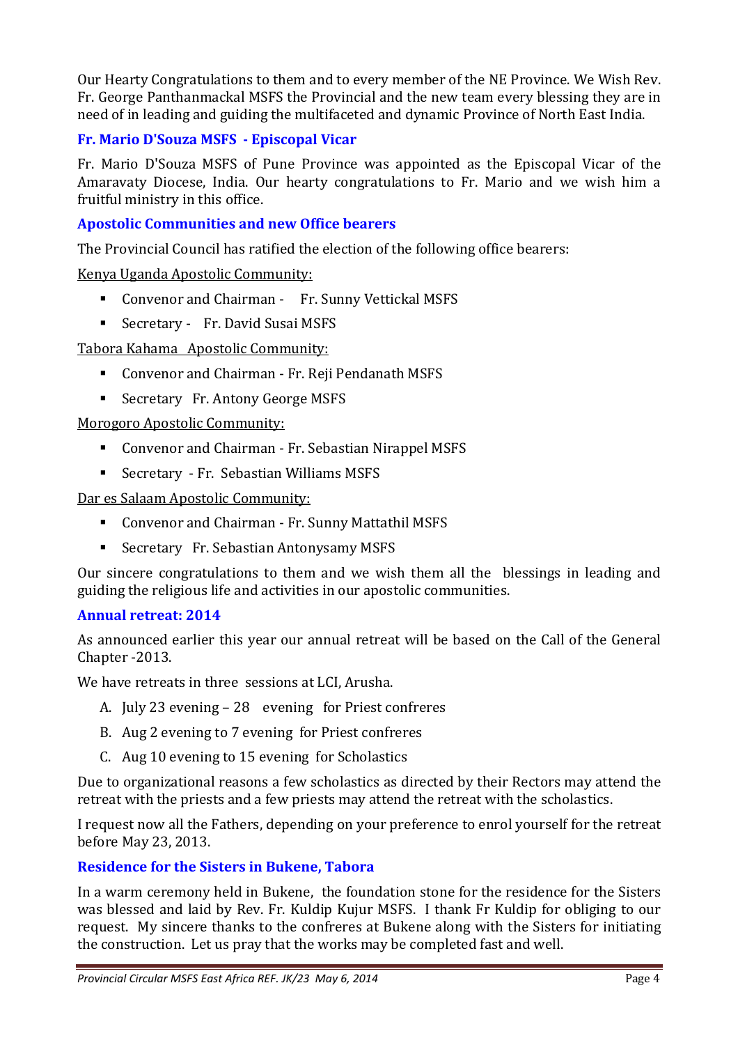Our Hearty Congratulations to them and to every member of the NE Province. We Wish Rev. Fr. George Panthanmackal MSFS the Provincial and the new team every blessing they are in need of in leading and guiding the multifaceted and dynamic Province of North East India.

### Fr. Mario D'Souza MSFS - Episcopal Vicar

Fr. Mario D'Souza MSFS of Pune Province was appointed as the Episcopal Vicar of the Amaravaty Diocese, India. Our hearty congratulations to Fr. Mario and we wish him a fruitful ministry in this office.

### Apostolic Communities and new Office bearers

The Provincial Council has ratified the election of the following office bearers:

Kenya Uganda Apostolic Community:

- Convenor and Chairman - Fr. Sunny Vettickal MSFS
- Secretary - Fr. David Susai MSFS

Tabora Kahama Apostolic Community:

- Convenor and Chairman - Fr. Reji Pendanath MSFS
- Secretary Fr. Antony George MSFS

Morogoro Apostolic Community:

- Convenor and Chairman - Fr. Sebastian Nirappel MSFS
- Secretary - Fr. Sebastian Williams MSFS

Dar es Salaam Apostolic Community:

- Convenor and Chairman - Fr. Sunny Mattathil MSFS
- Secretary Fr. Sebastian Antonysamy MSFS

Our sincere congratulations to them and we wish them all the blessings in leading and guiding the religious life and activities in our apostolic communities.

### Annual retreat: 2014

As announced earlier this year our annual retreat will be based on the Call of the General Chapter -2013.

We have retreats in three sessions at LCI, Arusha.

A. July 23 evening – 28 evening for Priest confreres
B. Aug 2 evening to 7 evening for Priest confreres
C. Aug 10 evening to 15 evening for Scholastics

Due to organizational reasons a few scholastics as directed by their Rectors may attend the retreat with the priests and a few priests may attend the retreat with the scholastics.

I request now all the Fathers, depending on your preference to enrol yourself for the retreat before May 23, 2013.

### Residence for the Sisters in Bukene, Tabora

In a warm ceremony held in Bukene, the foundation stone for the residence for the Sisters was blessed and laid by Rev. Fr. Kuldip Kujur MSFS. I thank Fr Kuldip for obliging to our request. My sincere thanks to the confreres at Bukene along with the Sisters for initiating the construction. Let us pray that the works may be completed fast and well.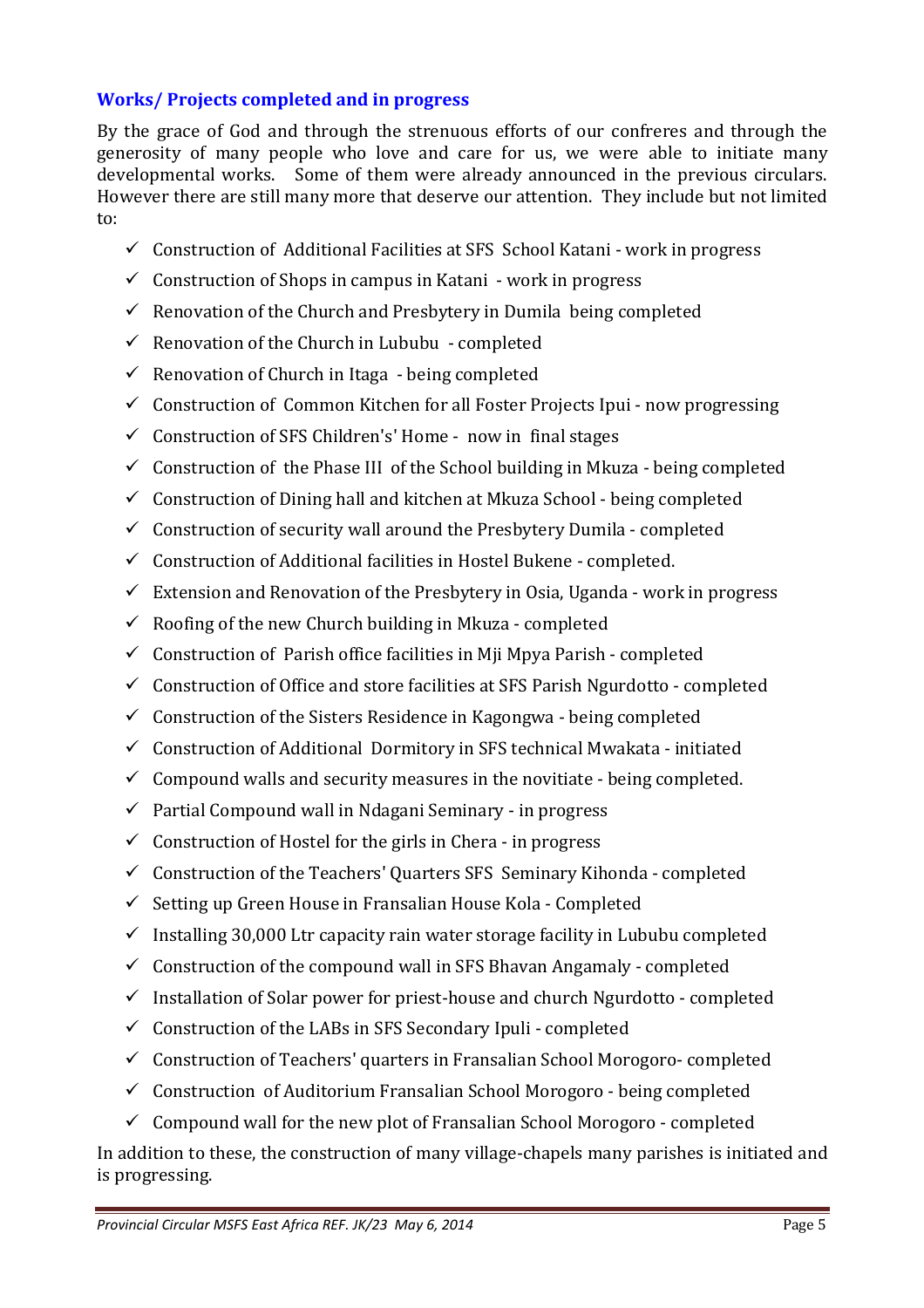## Works/ Projects completed and in progress

By the grace of God and through the strenuous efforts of our confreres and through the generosity of many people who love and care for us, we were able to initiate many developmental works. Some of them were already announced in the previous circulars. However there are still many more that deserve our attention. They include but not limited to:

- ✓ Construction of Additional Facilities at SFS School Katani - work in progress
- ✓ Construction of Shops in campus in Katani - work in progress
- ✓ Renovation of the Church and Presbytery in Dumila being completed
- ✓ Renovation of the Church in Lububu - completed
- ✓ Renovation of Church in Itaga - being completed
- ✓ Construction of Common Kitchen for all Foster Projects Ipui - now progressing
- ✓ Construction of SFS Children's' Home - now in final stages
- ✓ Construction of the Phase III of the School building in Mkuza - being completed
- ✓ Construction of Dining hall and kitchen at Mkuza School - being completed
- ✓ Construction of security wall around the Presbytery Dumila - completed
- ✓ Construction of Additional facilities in Hostel Bukene - completed.
- ✓ Extension and Renovation of the Presbytery in Osia, Uganda - work in progress
- ✓ Roofing of the new Church building in Mkuza - completed
- ✓ Construction of Parish office facilities in Mji Mpya Parish - completed
- ✓ Construction of Office and store facilities at SFS Parish Ngurdotto - completed
- ✓ Construction of the Sisters Residence in Kagongwa - being completed
- ✓ Construction of Additional Dormitory in SFS technical Mwakata - initiated
- ✓ Compound walls and security measures in the novitiate - being completed.
- ✓ Partial Compound wall in Ndagani Seminary - in progress
- ✓ Construction of Hostel for the girls in Chera - in progress
- ✓ Construction of the Teachers' Quarters SFS Seminary Kihonda - completed
- ✓ Setting up Green House in Fransalian House Kola - Completed
- ✓ Installing 30,000 Ltr capacity rain water storage facility in Lububu completed
- ✓ Construction of the compound wall in SFS Bhavan Angamaly - completed
- ✓ Installation of Solar power for priest-house and church Ngurdotto - completed
- ✓ Construction of the LABs in SFS Secondary Ipuli - completed
- ✓ Construction of Teachers' quarters in Fransalian School Morogoro- completed
- ✓ Construction of Auditorium Fransalian School Morogoro - being completed
- ✓ Compound wall for the new plot of Fransalian School Morogoro - completed

In addition to these, the construction of many village-chapels many parishes is initiated and is progressing.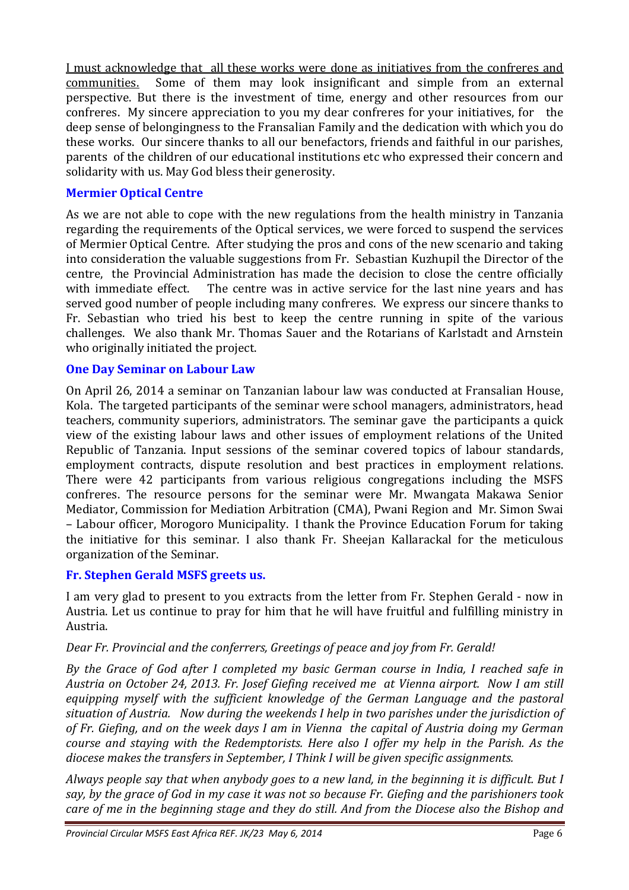I must acknowledge that all these works were done as initiatives from the confreres and communities. Some of them may look insignificant and simple from an external perspective. But there is the investment of time, energy and other resources from our confreres. My sincere appreciation to you my dear confreres for your initiatives, for the deep sense of belongingness to the Fransalian Family and the dedication with which you do these works. Our sincere thanks to all our benefactors, friends and faithful in our parishes, parents of the children of our educational institutions etc who expressed their concern and solidarity with us. May God bless their generosity.

## Mermier Optical Centre

As we are not able to cope with the new regulations from the health ministry in Tanzania regarding the requirements of the Optical services, we were forced to suspend the services of Mermier Optical Centre. After studying the pros and cons of the new scenario and taking into consideration the valuable suggestions from Fr. Sebastian Kuzhupil the Director of the centre, the Provincial Administration has made the decision to close the centre officially with immediate effect. The centre was in active service for the last nine years and has served good number of people including many confreres. We express our sincere thanks to Fr. Sebastian who tried his best to keep the centre running in spite of the various challenges. We also thank Mr. Thomas Sauer and the Rotarians of Karlstadt and Arnstein who originally initiated the project.

## One Day Seminar on Labour Law

On April 26, 2014 a seminar on Tanzanian labour law was conducted at Fransalian House, Kola. The targeted participants of the seminar were school managers, administrators, head teachers, community superiors, administrators. The seminar gave the participants a quick view of the existing labour laws and other issues of employment relations of the United Republic of Tanzania. Input sessions of the seminar covered topics of labour standards, employment contracts, dispute resolution and best practices in employment relations. There were 42 participants from various religious congregations including the MSFS confreres. The resource persons for the seminar were Mr. Mwangata Makawa Senior Mediator, Commission for Mediation Arbitration (CMA), Pwani Region and Mr. Simon Swai – Labour officer, Morogoro Municipality. I thank the Province Education Forum for taking the initiative for this seminar. I also thank Fr. Sheejan Kallarackal for the meticulous organization of the Seminar.

## Fr. Stephen Gerald MSFS greets us.

I am very glad to present to you extracts from the letter from Fr. Stephen Gerald - now in Austria. Let us continue to pray for him that he will have fruitful and fulfilling ministry in Austria.

*Dear Fr. Provincial and the conferrers, Greetings of peace and joy from Fr. Gerald!*

*By the Grace of God after I completed my basic German course in India, I reached safe in Austria on October 24, 2013. Fr. Josef Giefing received me at Vienna airport. Now I am still equipping myself with the sufficient knowledge of the German Language and the pastoral situation of Austria. Now during the weekends I help in two parishes under the jurisdiction of of Fr. Giefing, and on the week days I am in Vienna the capital of Austria doing my German course and staying with the Redemptorists. Here also I offer my help in the Parish. As the diocese makes the transfers in September, I Think I will be given specific assignments.*

*Always people say that when anybody goes to a new land, in the beginning it is difficult. But I say, by the grace of God in my case it was not so because Fr. Giefing and the parishioners took care of me in the beginning stage and they do still. And from the Diocese also the Bishop and*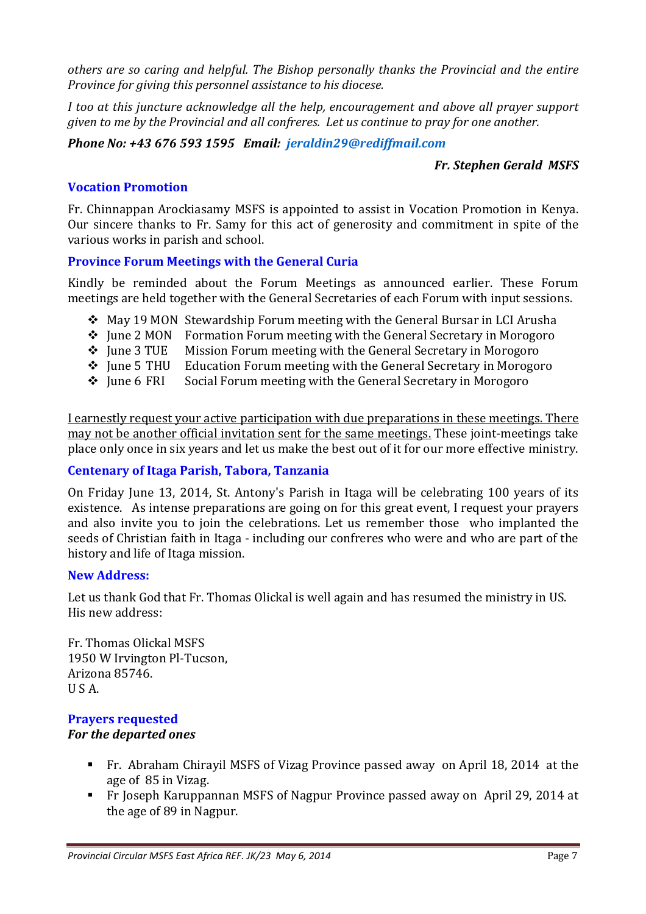*others are so caring and helpful. The Bishop personally thanks the Provincial and the entire Province for giving this personnel assistance to his diocese.*

*I too at this juncture acknowledge all the help, encouragement and above all prayer support given to me by the Provincial and all confreres. Let us continue to pray for one another.*

***Phone No: +43 676 593 1595 Email: jeraldin29@rediffmail.com***

***Fr. Stephen Gerald MSFS***

### Vocation Promotion

Fr. Chinnappan Arockiasamy MSFS is appointed to assist in Vocation Promotion in Kenya. Our sincere thanks to Fr. Samy for this act of generosity and commitment in spite of the various works in parish and school.

### Province Forum Meetings with the General Curia

Kindly be reminded about the Forum Meetings as announced earlier. These Forum meetings are held together with the General Secretaries of each Forum with input sessions.

- May 19 MON Stewardship Forum meeting with the General Bursar in LCI Arusha
- June 2 MON Formation Forum meeting with the General Secretary in Morogoro
- June 3 TUE Mission Forum meeting with the General Secretary in Morogoro
- June 5 THU Education Forum meeting with the General Secretary in Morogoro
- June 6 FRI Social Forum meeting with the General Secretary in Morogoro

<u>I earnestly request your active participation with due preparations in these meetings. There may not be another official invitation sent for the same meetings.</u> These joint-meetings take place only once in six years and let us make the best out of it for our more effective ministry.

### Centenary of Itaga Parish, Tabora, Tanzania

On Friday June 13, 2014, St. Antony's Parish in Itaga will be celebrating 100 years of its existence. As intense preparations are going on for this great event, I request your prayers and also invite you to join the celebrations. Let us remember those who implanted the seeds of Christian faith in Itaga - including our confreres who were and who are part of the history and life of Itaga mission.

### New Address:

Let us thank God that Fr. Thomas Olickal is well again and has resumed the ministry in US. His new address:

Fr. Thomas Olickal MSFS
1950 W Irvington Pl-Tucson,
Arizona 85746.
U S A.

### Prayers requested

***For the departed ones***

- Fr. Abraham Chirayil MSFS of Vizag Province passed away on April 18, 2014 at the age of 85 in Vizag.
- Fr Joseph Karuppannan MSFS of Nagpur Province passed away on April 29, 2014 at the age of 89 in Nagpur.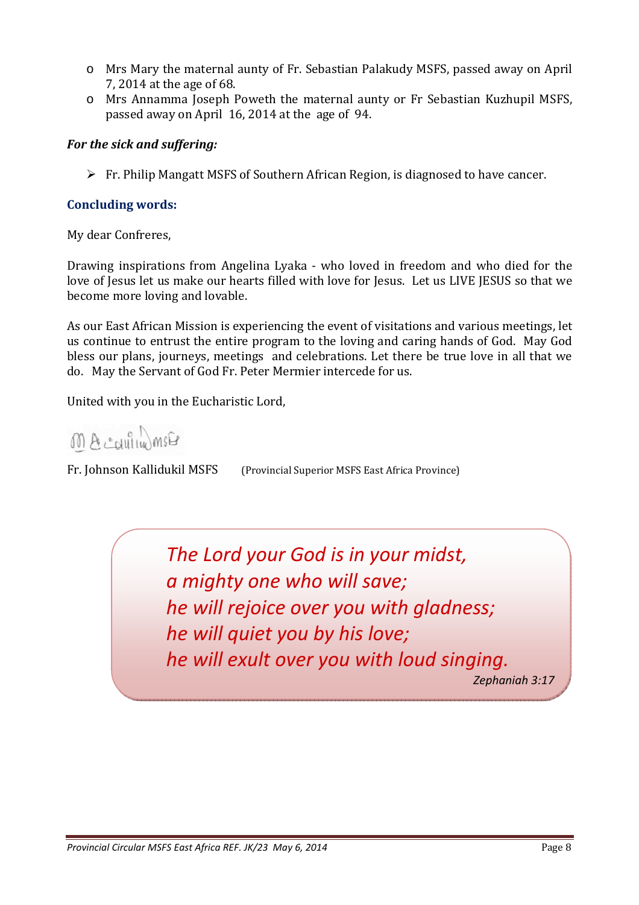- Mrs Mary the maternal aunty of Fr. Sebastian Palakudy MSFS, passed away on April 7, 2014 at the age of 68.
- Mrs Annamma Joseph Poweth the maternal aunty or Fr Sebastian Kuzhupil MSFS, passed away on April 16, 2014 at the age of 94.

***For the sick and suffering:***

- Fr. Philip Mangatt MSFS of Southern African Region, is diagnosed to have cancer.

**Concluding words:**

My dear Confreres,

Drawing inspirations from Angelina Lyaka - who loved in freedom and who died for the love of Jesus let us make our hearts filled with love for Jesus. Let us LIVE JESUS so that we become more loving and lovable.

As our East African Mission is experiencing the event of visitations and various meetings, let us continue to entrust the entire program to the loving and caring hands of God. May God bless our plans, journeys, meetings and celebrations. Let there be true love in all that we do. May the Servant of God Fr. Peter Mermier intercede for us.

United with you in the Eucharistic Lord,

Fr. Johnson Kallidukil MSFS (Provincial Superior MSFS East Africa Province)

*The Lord your God is in your midst,*
*a mighty one who will save;*
*he will rejoice over you with gladness;*
*he will quiet you by his love;*
*he will exult over you with loud singing.*

*Zephaniah 3:17*